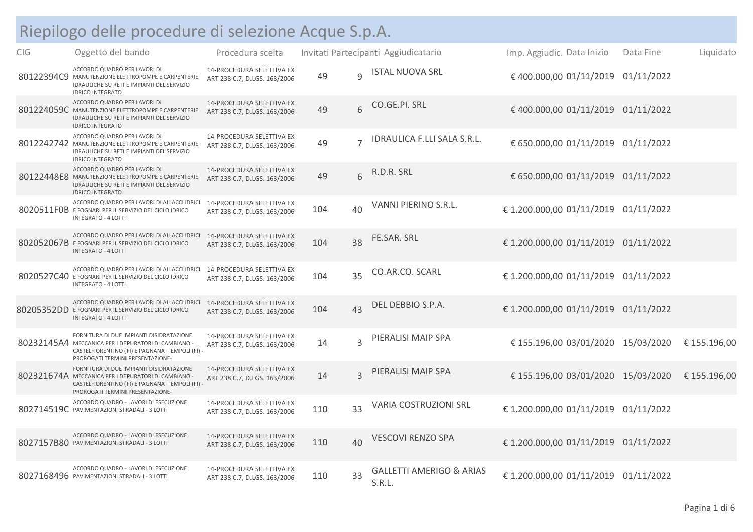# Riepilogo delle procedure di selezione Acque S.p.A.

| CIG | Oggetto del bando | Procedura scelta | Invitati | Partecipanti | Aggiudicatario | Imp. Aggiudic. | Data Inizio | Data Fine | Liquidato |
|---|---|---|---|---|---|---|---|---|---|
| 80122394C9 | ACCORDO QUADRO PER LAVORI DI MANUTENZIONE ELETTROPOMPE E CARPENTERIE IDRAULICHE SU RETI E IMPIANTI DEL SERVIZIO IDRICO INTEGRATO | 14-PROCEDURA SELETTIVA EX ART 238 C.7, D.LGS. 163/2006 | 49 | 9 | ISTAL NUOVA SRL | € 400.000,00 | 01/11/2019 | 01/11/2022 | |
| 801224059C | ACCORDO QUADRO PER LAVORI DI MANUTENZIONE ELETTROPOMPE E CARPENTERIE IDRAULICHE SU RETI E IMPIANTI DEL SERVIZIO IDRICO INTEGRATO | 14-PROCEDURA SELETTIVA EX ART 238 C.7, D.LGS. 163/2006 | 49 | 6 | CO.GE.PI. SRL | € 400.000,00 | 01/11/2019 | 01/11/2022 | |
| 8012242742 | ACCORDO QUADRO PER LAVORI DI MANUTENZIONE ELETTROPOMPE E CARPENTERIE IDRAULICHE SU RETI E IMPIANTI DEL SERVIZIO IDRICO INTEGRATO | 14-PROCEDURA SELETTIVA EX ART 238 C.7, D.LGS. 163/2006 | 49 | 7 | IDRAULICA F.LLI SALA S.R.L. | € 650.000,00 | 01/11/2019 | 01/11/2022 | |
| 80122448E8 | ACCORDO QUADRO PER LAVORI DI MANUTENZIONE ELETTROPOMPE E CARPENTERIE IDRAULICHE SU RETI E IMPIANTI DEL SERVIZIO IDRICO INTEGRATO | 14-PROCEDURA SELETTIVA EX ART 238 C.7, D.LGS. 163/2006 | 49 | 6 | R.D.R. SRL | € 650.000,00 | 01/11/2019 | 01/11/2022 | |
| 8020511F0B | ACCORDO QUADRO PER LAVORI DI ALLACCI IDRICI E FOGNARI PER IL SERVIZIO DEL CICLO IDRICO INTEGRATO - 4 LOTTI | 14-PROCEDURA SELETTIVA EX ART 238 C.7, D.LGS. 163/2006 | 104 | 40 | VANNI PIERINO S.R.L. | € 1.200.000,00 | 01/11/2019 | 01/11/2022 | |
| 802052067B | ACCORDO QUADRO PER LAVORI DI ALLACCI IDRICI E FOGNARI PER IL SERVIZIO DEL CICLO IDRICO INTEGRATO - 4 LOTTI | 14-PROCEDURA SELETTIVA EX ART 238 C.7, D.LGS. 163/2006 | 104 | 38 | FE.SAR. SRL | € 1.200.000,00 | 01/11/2019 | 01/11/2022 | |
| 8020527C40 | ACCORDO QUADRO PER LAVORI DI ALLACCI IDRICI E FOGNARI PER IL SERVIZIO DEL CICLO IDRICO INTEGRATO - 4 LOTTI | 14-PROCEDURA SELETTIVA EX ART 238 C.7, D.LGS. 163/2006 | 104 | 35 | CO.AR.CO. SCARL | € 1.200.000,00 | 01/11/2019 | 01/11/2022 | |
| 80205352DD | ACCORDO QUADRO PER LAVORI DI ALLACCI IDRICI E FOGNARI PER IL SERVIZIO DEL CICLO IDRICO INTEGRATO - 4 LOTTI | 14-PROCEDURA SELETTIVA EX ART 238 C.7, D.LGS. 163/2006 | 104 | 43 | DEL DEBBIO S.P.A. | € 1.200.000,00 | 01/11/2019 | 01/11/2022 | |
| 80232145A4 | FORNITURA DI DUE IMPIANTI DISIDRATAZIONE MECCANICA PER I DEPURATORI DI CAMBIANO - CASTELFIORENTINO (FI) E PAGNANA – EMPOLI (FI) - PROROGATI TERMINI PRESENTAZIONE- | 14-PROCEDURA SELETTIVA EX ART 238 C.7, D.LGS. 163/2006 | 14 | 3 | PIERALISI MAIP SPA | € 155.196,00 | 03/01/2020 | 15/03/2020 | € 155.196,00 |
| 802321674A | FORNITURA DI DUE IMPIANTI DISIDRATAZIONE MECCANICA PER I DEPURATORI DI CAMBIANO - CASTELFIORENTINO (FI) E PAGNANA – EMPOLI (FI) - PROROGATI TERMINI PRESENTAZIONE- | 14-PROCEDURA SELETTIVA EX ART 238 C.7, D.LGS. 163/2006 | 14 | 3 | PIERALISI MAIP SPA | € 155.196,00 | 03/01/2020 | 15/03/2020 | € 155.196,00 |
| 802714519C | ACCORDO QUADRO - LAVORI DI ESECUZIONE PAVIMENTAZIONI STRADALI - 3 LOTTI | 14-PROCEDURA SELETTIVA EX ART 238 C.7, D.LGS. 163/2006 | 110 | 33 | VARIA COSTRUZIONI SRL | € 1.200.000,00 | 01/11/2019 | 01/11/2022 | |
| 8027157B80 | ACCORDO QUADRO - LAVORI DI ESECUZIONE PAVIMENTAZIONI STRADALI - 3 LOTTI | 14-PROCEDURA SELETTIVA EX ART 238 C.7, D.LGS. 163/2006 | 110 | 40 | VESCOVI RENZO SPA | € 1.200.000,00 | 01/11/2019 | 01/11/2022 | |
| 8027168496 | ACCORDO QUADRO - LAVORI DI ESECUZIONE PAVIMENTAZIONI STRADALI - 3 LOTTI | 14-PROCEDURA SELETTIVA EX ART 238 C.7, D.LGS. 163/2006 | 110 | 33 | GALLETTI AMERIGO & ARIAS S.R.L. | € 1.200.000,00 | 01/11/2019 | 01/11/2022 | |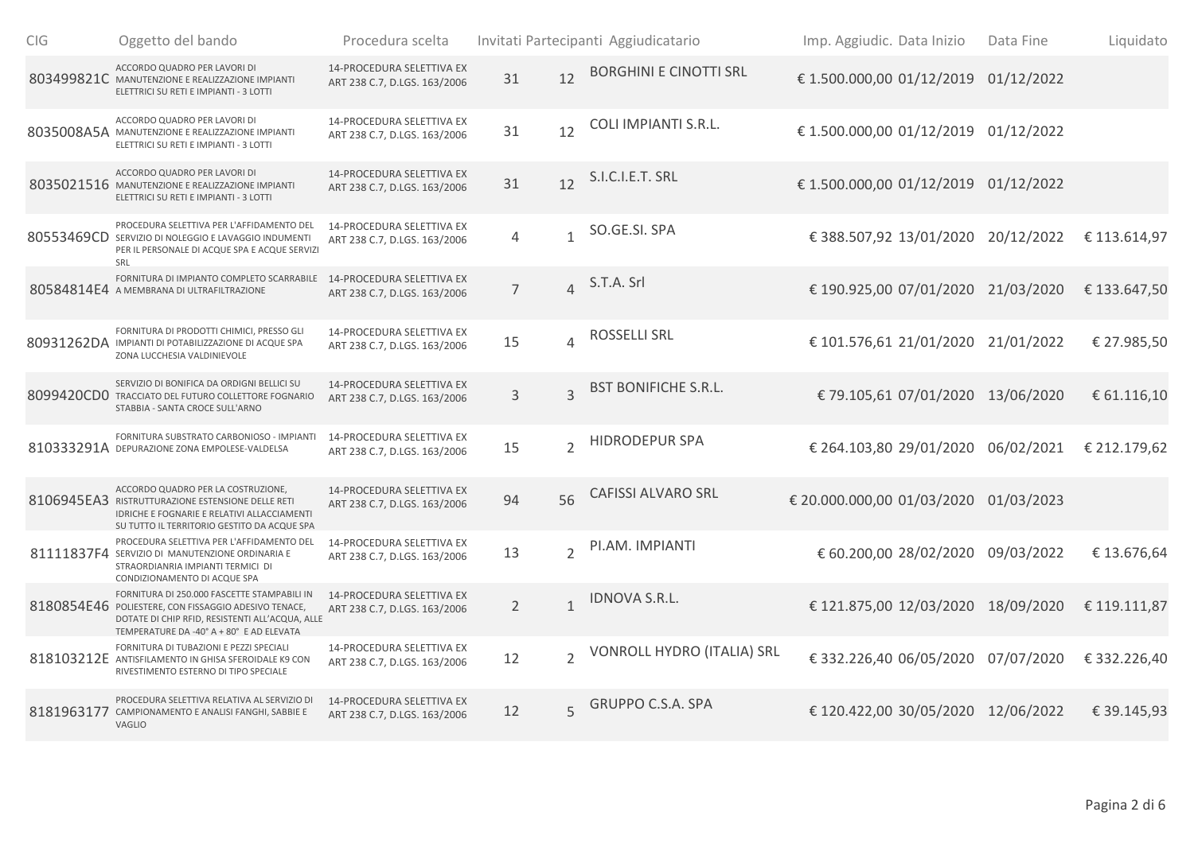| CIG | Oggetto del bando | Procedura scelta | Invitati | Partecipanti | Aggiudicatario | Imp. Aggiudic. | Data Inizio | Data Fine | Liquidato |
|---|---|---|---|---|---|---|---|---|---|
| 803499821C | ACCORDO QUADRO PER LAVORI DI MANUTENZIONE E REALIZZAZIONE IMPIANTI ELETTRICI SU RETI E IMPIANTI - 3 LOTTI | 14-PROCEDURA SELETTIVA EX ART 238 C.7, D.LGS. 163/2006 | 31 | 12 | BORGHINI E CINOTTI SRL | € 1.500.000,00 | 01/12/2019 | 01/12/2022 | |
| 8035008A5A | ACCORDO QUADRO PER LAVORI DI MANUTENZIONE E REALIZZAZIONE IMPIANTI ELETTRICI SU RETI E IMPIANTI - 3 LOTTI | 14-PROCEDURA SELETTIVA EX ART 238 C.7, D.LGS. 163/2006 | 31 | 12 | COLI IMPIANTI S.R.L. | € 1.500.000,00 | 01/12/2019 | 01/12/2022 | |
| 8035021516 | ACCORDO QUADRO PER LAVORI DI MANUTENZIONE E REALIZZAZIONE IMPIANTI ELETTRICI SU RETI E IMPIANTI - 3 LOTTI | 14-PROCEDURA SELETTIVA EX ART 238 C.7, D.LGS. 163/2006 | 31 | 12 | S.I.C.I.E.T. SRL | € 1.500.000,00 | 01/12/2019 | 01/12/2022 | |
| 80553469CD | PROCEDURA SELETTIVA PER L'AFFIDAMENTO DEL SERVIZIO DI NOLEGGIO E LAVAGGIO INDUMENTI PER IL PERSONALE DI ACQUE SPA E ACQUE SERVIZI SRL | 14-PROCEDURA SELETTIVA EX ART 238 C.7, D.LGS. 163/2006 | 4 | 1 | SO.GE.SI. SPA | € 388.507,92 | 13/01/2020 | 20/12/2022 | € 113.614,97 |
| 80584814E4 | FORNITURA DI IMPIANTO COMPLETO SCARRABILE A MEMBRANA DI ULTRAFILTRAZIONE | 14-PROCEDURA SELETTIVA EX ART 238 C.7, D.LGS. 163/2006 | 7 | 4 | S.T.A. Srl | € 190.925,00 | 07/01/2020 | 21/03/2020 | € 133.647,50 |
| 80931262DA | FORNITURA DI PRODOTTI CHIMICI, PRESSO GLI IMPIANTI DI POTABILIZZAZIONE DI ACQUE SPA ZONA LUCCHESIA VALDINIEVOLE | 14-PROCEDURA SELETTIVA EX ART 238 C.7, D.LGS. 163/2006 | 15 | 4 | ROSSELLI SRL | € 101.576,61 | 21/01/2020 | 21/01/2022 | € 27.985,50 |
| 8099420CD0 | SERVIZIO DI BONIFICA DA ORDIGNI BELLICI SU TRACCIATO DEL FUTURO COLLETTORE FOGNARIO STABBIA - SANTA CROCE SULL'ARNO | 14-PROCEDURA SELETTIVA EX ART 238 C.7, D.LGS. 163/2006 | 3 | 3 | BST BONIFICHE S.R.L. | € 79.105,61 | 07/01/2020 | 13/06/2020 | € 61.116,10 |
| 810333291A | FORNITURA SUBSTRATO CARBONIOSO - IMPIANTI DEPURAZIONE ZONA EMPOLESE-VALDELSA | 14-PROCEDURA SELETTIVA EX ART 238 C.7, D.LGS. 163/2006 | 15 | 2 | HIDRODEPUR SPA | € 264.103,80 | 29/01/2020 | 06/02/2021 | € 212.179,62 |
| 8106945EA3 | ACCORDO QUADRO PER LA COSTRUZIONE, RISTRUTTURAZIONE ESTENSIONE DELLE RETI IDRICHE E FOGNARIE E RELATIVI ALLACCIAMENTI SU TUTTO IL TERRITORIO GESTITO DA ACQUE SPA | 14-PROCEDURA SELETTIVA EX ART 238 C.7, D.LGS. 163/2006 | 94 | 56 | CAFISSI ALVARO SRL | € 20.000.000,00 | 01/03/2020 | 01/03/2023 | |
| 81111837F4 | PROCEDURA SELETTIVA PER L'AFFIDAMENTO DEL SERVIZIO DI MANUTENZIONE ORDINARIA E STRAORDIANRIA IMPIANTI TERMICI DI CONDIZIONAMENTO DI ACQUE SPA | 14-PROCEDURA SELETTIVA EX ART 238 C.7, D.LGS. 163/2006 | 13 | 2 | PI.AM. IMPIANTI | € 60.200,00 | 28/02/2020 | 09/03/2022 | € 13.676,64 |
| 8180854E46 | FORNITURA DI 250.000 FASCETTE STAMPABILI IN POLIESTERE, CON FISSAGGIO ADESIVO TENACE, DOTATE DI CHIP RFID, RESISTENTI ALL'ACQUA, ALLE TEMPERATURE DA -40° A + 80° E AD ELEVATA | 14-PROCEDURA SELETTIVA EX ART 238 C.7, D.LGS. 163/2006 | 2 | 1 | IDNOVA S.R.L. | € 121.875,00 | 12/03/2020 | 18/09/2020 | € 119.111,87 |
| 818103212E | FORNITURA DI TUBAZIONI E PEZZI SPECIALI ANTISFILAMENTO IN GHISA SFEROIDALE K9 CON RIVESTIMENTO ESTERNO DI TIPO SPECIALE | 14-PROCEDURA SELETTIVA EX ART 238 C.7, D.LGS. 163/2006 | 12 | 2 | VONROLL HYDRO (ITALIA) SRL | € 332.226,40 | 06/05/2020 | 07/07/2020 | € 332.226,40 |
| 8181963177 | PROCEDURA SELETTIVA RELATIVA AL SERVIZIO DI CAMPIONAMENTO E ANALISI FANGHI, SABBIE E VAGLIO | 14-PROCEDURA SELETTIVA EX ART 238 C.7, D.LGS. 163/2006 | 12 | 5 | GRUPPO C.S.A. SPA | € 120.422,00 | 30/05/2020 | 12/06/2022 | € 39.145,93 |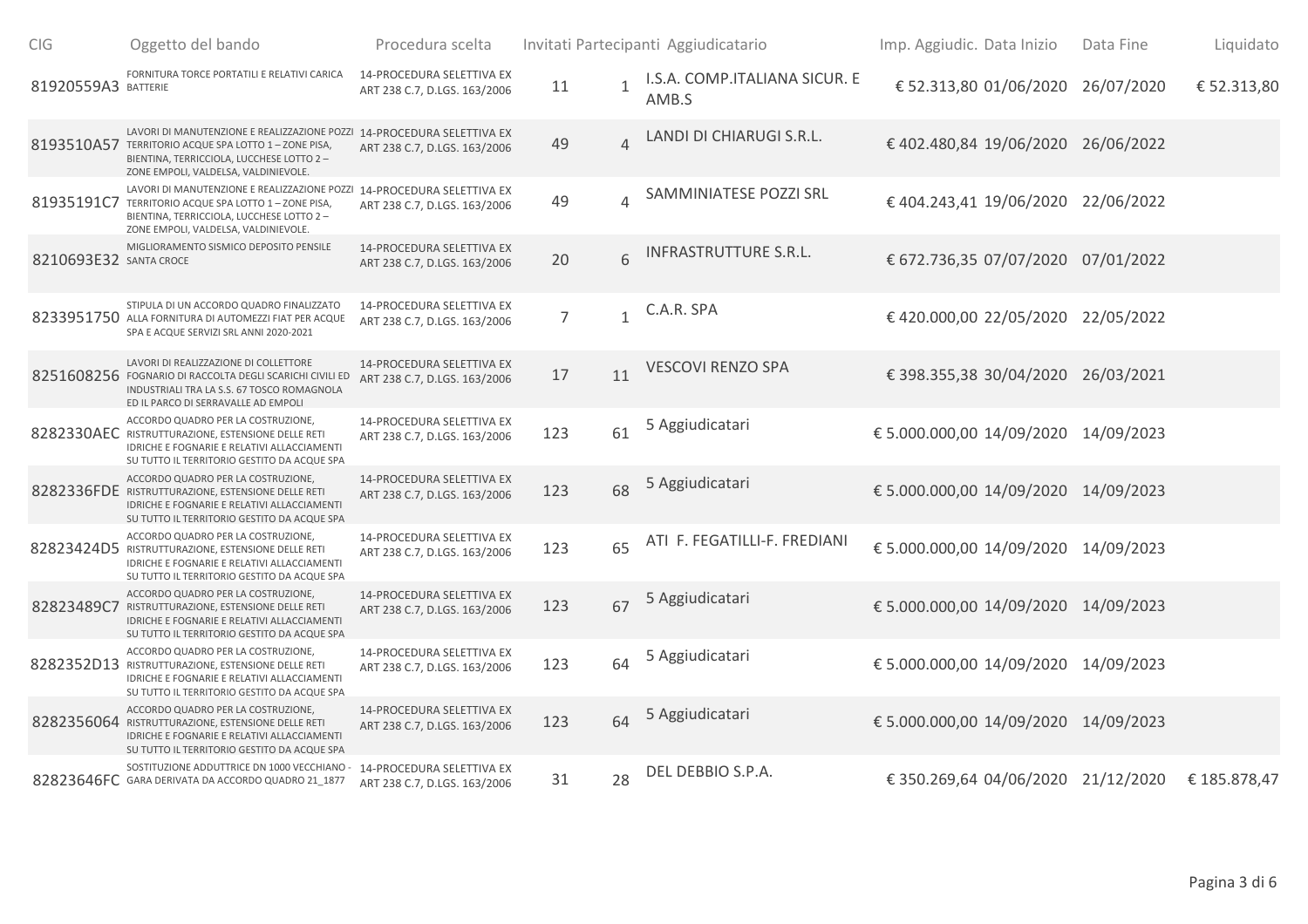| CIG | Oggetto del bando | Procedura scelta | Invitati | Partecipanti | Aggiudicatario | Imp. Aggiudic. | Data Inizio | Data Fine | Liquidato |
|---|---|---|---|---|---|---|---|---|---|
| 81920559A3 | FORNITURA TORCE PORTATILI E RELATIVI CARICA BATTERIE | 14-PROCEDURA SELETTIVA EX ART 238 C.7, D.LGS. 163/2006 | 11 | 1 | I.S.A. COMP.ITALIANA SICUR. E AMB.S | € 52.313,80 | 01/06/2020 | 26/07/2020 | € 52.313,80 |
| 8193510A57 | LAVORI DI MANUTENZIONE E REALIZZAZIONE POZZI TERRITORIO ACQUE SPA LOTTO 1 – ZONE PISA, BIENTINA, TERRICCIOLA, LUCCHESE LOTTO 2 – ZONE EMPOLI, VALDELSA, VALDINIEVOLE. | 14-PROCEDURA SELETTIVA EX ART 238 C.7, D.LGS. 163/2006 | 49 | 4 | LANDI DI CHIARUGI S.R.L. | € 402.480,84 | 19/06/2020 | 26/06/2022 | |
| 81935191C7 | LAVORI DI MANUTENZIONE E REALIZZAZIONE POZZI TERRITORIO ACQUE SPA LOTTO 1 – ZONE PISA, BIENTINA, TERRICCIOLA, LUCCHESE LOTTO 2 – ZONE EMPOLI, VALDELSA, VALDINIEVOLE. | 14-PROCEDURA SELETTIVA EX ART 238 C.7, D.LGS. 163/2006 | 49 | 4 | SAMMINIATESE POZZI SRL | € 404.243,41 | 19/06/2020 | 22/06/2022 | |
| 8210693E32 | MIGLIORAMENTO SISMICO DEPOSITO PENSILE SANTA CROCE | 14-PROCEDURA SELETTIVA EX ART 238 C.7, D.LGS. 163/2006 | 20 | 6 | INFRASTRUTTURE S.R.L. | € 672.736,35 | 07/07/2020 | 07/01/2022 | |
| 8233951750 | STIPULA DI UN ACCORDO QUADRO FINALIZZATO ALLA FORNITURA DI AUTOMEZZI FIAT PER ACQUE SPA E ACQUE SERVIZI SRL ANNI 2020-2021 | 14-PROCEDURA SELETTIVA EX ART 238 C.7, D.LGS. 163/2006 | 7 | 1 | C.A.R. SPA | € 420.000,00 | 22/05/2020 | 22/05/2022 | |
| 8251608256 | LAVORI DI REALIZZAZIONE DI COLLETTORE FOGNARIO DI RACCOLTA DEGLI SCARICHI CIVILI ED INDUSTRIALI TRA LA S.S. 67 TOSCO ROMAGNOLA ED IL PARCO DI SERRAVALLE AD EMPOLI | 14-PROCEDURA SELETTIVA EX ART 238 C.7, D.LGS. 163/2006 | 17 | 11 | VESCOVI RENZO SPA | € 398.355,38 | 30/04/2020 | 26/03/2021 | |
| 8282330AEC | ACCORDO QUADRO PER LA COSTRUZIONE, RISTRUTTURAZIONE, ESTENSIONE DELLE RETI IDRICHE E FOGNARIE E RELATIVI ALLACCIAMENTI SU TUTTO IL TERRITORIO GESTITO DA ACQUE SPA | 14-PROCEDURA SELETTIVA EX ART 238 C.7, D.LGS. 163/2006 | 123 | 61 | 5 Aggiudicatari | € 5.000.000,00 | 14/09/2020 | 14/09/2023 | |
| 8282336FDE | ACCORDO QUADRO PER LA COSTRUZIONE, RISTRUTTURAZIONE, ESTENSIONE DELLE RETI IDRICHE E FOGNARIE E RELATIVI ALLACCIAMENTI SU TUTTO IL TERRITORIO GESTITO DA ACQUE SPA | 14-PROCEDURA SELETTIVA EX ART 238 C.7, D.LGS. 163/2006 | 123 | 68 | 5 Aggiudicatari | € 5.000.000,00 | 14/09/2020 | 14/09/2023 | |
| 82823424D5 | ACCORDO QUADRO PER LA COSTRUZIONE, RISTRUTTURAZIONE, ESTENSIONE DELLE RETI IDRICHE E FOGNARIE E RELATIVI ALLACCIAMENTI SU TUTTO IL TERRITORIO GESTITO DA ACQUE SPA | 14-PROCEDURA SELETTIVA EX ART 238 C.7, D.LGS. 163/2006 | 123 | 65 | ATI F. FEGATILLI-F. FREDIANI | € 5.000.000,00 | 14/09/2020 | 14/09/2023 | |
| 82823489C7 | ACCORDO QUADRO PER LA COSTRUZIONE, RISTRUTTURAZIONE, ESTENSIONE DELLE RETI IDRICHE E FOGNARIE E RELATIVI ALLACCIAMENTI SU TUTTO IL TERRITORIO GESTITO DA ACQUE SPA | 14-PROCEDURA SELETTIVA EX ART 238 C.7, D.LGS. 163/2006 | 123 | 67 | 5 Aggiudicatari | € 5.000.000,00 | 14/09/2020 | 14/09/2023 | |
| 8282352D13 | ACCORDO QUADRO PER LA COSTRUZIONE, RISTRUTTURAZIONE, ESTENSIONE DELLE RETI IDRICHE E FOGNARIE E RELATIVI ALLACCIAMENTI SU TUTTO IL TERRITORIO GESTITO DA ACQUE SPA | 14-PROCEDURA SELETTIVA EX ART 238 C.7, D.LGS. 163/2006 | 123 | 64 | 5 Aggiudicatari | € 5.000.000,00 | 14/09/2020 | 14/09/2023 | |
| 8282356064 | ACCORDO QUADRO PER LA COSTRUZIONE, RISTRUTTURAZIONE, ESTENSIONE DELLE RETI IDRICHE E FOGNARIE E RELATIVI ALLACCIAMENTI SU TUTTO IL TERRITORIO GESTITO DA ACQUE SPA | 14-PROCEDURA SELETTIVA EX ART 238 C.7, D.LGS. 163/2006 | 123 | 64 | 5 Aggiudicatari | € 5.000.000,00 | 14/09/2020 | 14/09/2023 | |
| 82823646FC | SOSTITUZIONE ADDUTTRICE DN 1000 VECCHIANO - GARA DERIVATA DA ACCORDO QUADRO 21_1877 | 14-PROCEDURA SELETTIVA EX ART 238 C.7, D.LGS. 163/2006 | 31 | 28 | DEL DEBBIO S.P.A. | € 350.269,64 | 04/06/2020 | 21/12/2020 | € 185.878,47 |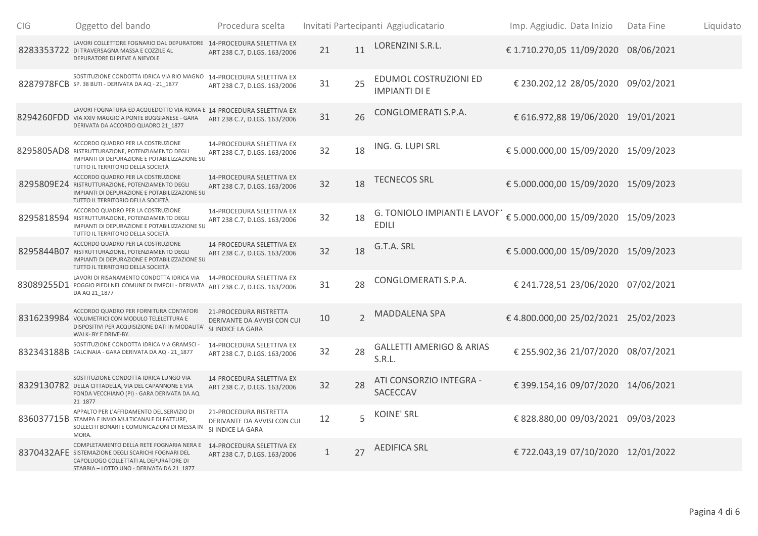| CIG | Oggetto del bando | Procedura scelta | Invitati | Partecipanti | Aggiudicatario | Imp. Aggiudic. | Data Inizio | Data Fine | Liquidato |
|---|---|---|---|---|---|---|---|---|---|
| 8283353722 | LAVORI COLLETTORE FOGNARIO DAL DEPURATORE DI TRAVERSAGNA MASSA E COZZILE AL DEPURATORE DI PIEVE A NIEVOLE | 14-PROCEDURA SELETTIVA EX ART 238 C.7, D.LGS. 163/2006 | 21 | 11 | LORENZINI S.R.L. | € 1.710.270,05 | 11/09/2020 | 08/06/2021 | |
| 8287978FCB | SOSTITUZIONE CONDOTTA IDRICA VIA RIO MAGNO SP. 38 BUTI - DERIVATA DA AQ - 21_1877 | 14-PROCEDURA SELETTIVA EX ART 238 C.7, D.LGS. 163/2006 | 31 | 25 | EDUMOL COSTRUZIONI ED IMPIANTI DI E | € 230.202,12 | 28/05/2020 | 09/02/2021 | |
| 8294260FDD | LAVORI FOGNATURA ED ACQUEDOTTO VIA ROMA E VIA XXIV MAGGIO A PONTE BUGGIANESE - GARA DERIVATA DA ACCORDO QUADRO 21_1877 | 14-PROCEDURA SELETTIVA EX ART 238 C.7, D.LGS. 163/2006 | 31 | 26 | CONGLOMERATI S.P.A. | € 616.972,88 | 19/06/2020 | 19/01/2021 | |
| 8295805AD8 | ACCORDO QUADRO PER LA COSTRUZIONE RISTRUTTURAZIONE, POTENZIAMENTO DEGLI IMPIANTI DI DEPURAZIONE E POTABILIZZAZIONE SU TUTTO IL TERRITORIO DELLA SOCIETÀ | 14-PROCEDURA SELETTIVA EX ART 238 C.7, D.LGS. 163/2006 | 32 | 18 | ING. G. LUPI SRL | € 5.000.000,00 | 15/09/2020 | 15/09/2023 | |
| 8295809E24 | ACCORDO QUADRO PER LA COSTRUZIONE RISTRUTTURAZIONE, POTENZIAMENTO DEGLI IMPIANTI DI DEPURAZIONE E POTABILIZZAZIONE SU TUTTO IL TERRITORIO DELLA SOCIETÀ | 14-PROCEDURA SELETTIVA EX ART 238 C.7, D.LGS. 163/2006 | 32 | 18 | TECNECOS SRL | € 5.000.000,00 | 15/09/2020 | 15/09/2023 | |
| 8295818594 | ACCORDO QUADRO PER LA COSTRUZIONE RISTRUTTURAZIONE, POTENZIAMENTO DEGLI IMPIANTI DI DEPURAZIONE E POTABILIZZAZIONE SU TUTTO IL TERRITORIO DELLA SOCIETÀ | 14-PROCEDURA SELETTIVA EX ART 238 C.7, D.LGS. 163/2006 | 32 | 18 | G. TONIOLO IMPIANTI E LAVOR EDILI | € 5.000.000,00 | 15/09/2020 | 15/09/2023 | |
| 8295844B07 | ACCORDO QUADRO PER LA COSTRUZIONE RISTRUTTURAZIONE, POTENZIAMENTO DEGLI IMPIANTI DI DEPURAZIONE E POTABILIZZAZIONE SU TUTTO IL TERRITORIO DELLA SOCIETÀ | 14-PROCEDURA SELETTIVA EX ART 238 C.7, D.LGS. 163/2006 | 32 | 18 | G.T.A. SRL | € 5.000.000,00 | 15/09/2020 | 15/09/2023 | |
| 83089255D1 | LAVORI DI RISANAMENTO CONDOTTA IDRICA VIA POGGIO PIEDI NEL COMUNE DI EMPOLI - DERIVATA DA AQ 21_1877 | 14-PROCEDURA SELETTIVA EX ART 238 C.7, D.LGS. 163/2006 | 31 | 28 | CONGLOMERATI S.P.A. | € 241.728,51 | 23/06/2020 | 07/02/2021 | |
| 8316239984 | ACCORDO QUADRO PER FORNITURA CONTATORI VOLUMETRICI CON MODULO TELELETTURA E DISPOSITIVI PER ACQUISIZIONE DATI IN MODALITA' WALK- BY E DRIVE-BY. | 21-PROCEDURA RISTRETTA DERIVANTE DA AVVISI CON CUI SI INDICE LA GARA | 10 | 2 | MADDALENA SPA | € 4.800.000,00 | 25/02/2021 | 25/02/2023 | |
| 832343188B | SOSTITUZIONE CONDOTTA IDRICA VIA GRAMSCI - CALCINAIA - GARA DERIVATA DA AQ - 21_1877 | 14-PROCEDURA SELETTIVA EX ART 238 C.7, D.LGS. 163/2006 | 32 | 28 | GALLETTI AMERIGO & ARIAS S.R.L. | € 255.902,36 | 21/07/2020 | 08/07/2021 | |
| 8329130782 | SOSTITUZIONE CONDOTTA IDRICA LUNGO VIA DELLA CITTADELLA, VIA DEL CAPANNONE E VIA FONDA VECCHIANO (PI) - GARA DERIVATA DA AQ 21 1877 | 14-PROCEDURA SELETTIVA EX ART 238 C.7, D.LGS. 163/2006 | 32 | 28 | ATI CONSORZIO INTEGRA - SACECCAV | € 399.154,16 | 09/07/2020 | 14/06/2021 | |
| 836037715B | APPALTO PER L'AFFIDAMENTO DEL SERVIZIO DI STAMPA E INVIO MULTICANALE DI FATTURE, SOLLECITI BONARI E COMUNICAZIONI DI MESSA IN MORA. | 21-PROCEDURA RISTRETTA DERIVANTE DA AVVISI CON CUI SI INDICE LA GARA | 12 | 5 | KOINE' SRL | € 828.880,00 | 09/03/2021 | 09/03/2023 | |
| 8370432AFE | COMPLETAMENTO DELLA RETE FOGNARIA NERA E SISTEMAZIONE DEGLI SCARICHI FOGNARI DEL CAPOLUOGO COLLETTATI AL DEPURATORE DI STABBIA – LOTTO UNO - DERIVATA DA 21_1877 | 14-PROCEDURA SELETTIVA EX ART 238 C.7, D.LGS. 163/2006 | 1 | 27 | AEDIFICA SRL | € 722.043,19 | 07/10/2020 | 12/01/2022 | |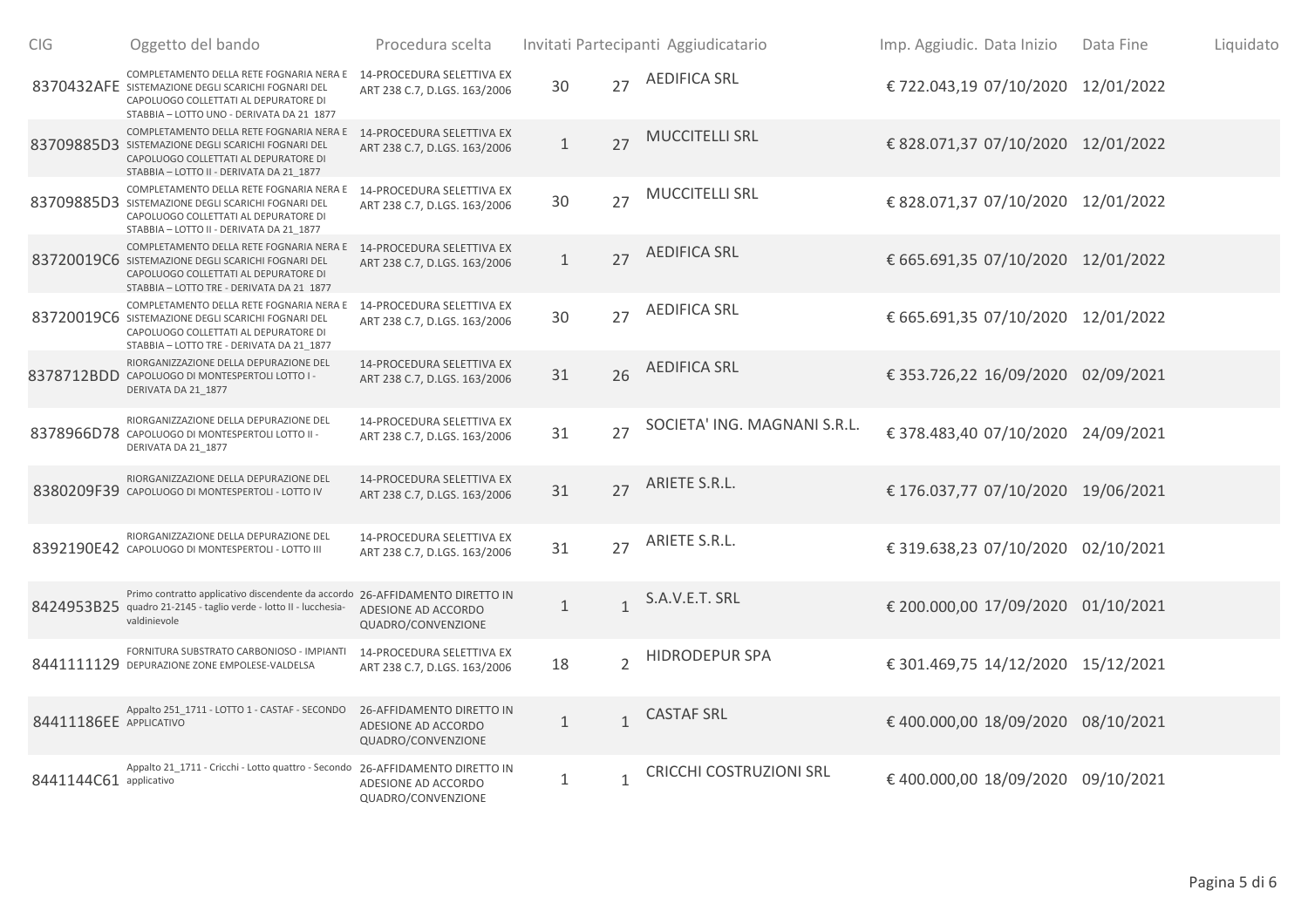| CIG | Oggetto del bando | Procedura scelta | Invitati | Partecipanti | Aggiudicatario | Imp. Aggiudic. | Data Inizio | Data Fine | Liquidato |
|---|---|---|---|---|---|---|---|---|---|
| 8370432AFE | COMPLETAMENTO DELLA RETE FOGNARIA NERA E SISTEMAZIONE DEGLI SCARICHI FOGNARI DEL CAPOLUOGO COLLETTATI AL DEPURATORE DI STABBIA – LOTTO UNO - DERIVATA DA 21 1877 | 14-PROCEDURA SELETTIVA EX ART 238 C.7, D.LGS. 163/2006 | 30 | 27 | AEDIFICA SRL | € 722.043,19 | 07/10/2020 | 12/01/2022 | |
| 83709885D3 | COMPLETAMENTO DELLA RETE FOGNARIA NERA E SISTEMAZIONE DEGLI SCARICHI FOGNARI DEL CAPOLUOGO COLLETTATI AL DEPURATORE DI STABBIA – LOTTO II - DERIVATA DA 21_1877 | 14-PROCEDURA SELETTIVA EX ART 238 C.7, D.LGS. 163/2006 | 1 | 27 | MUCCITELLI SRL | € 828.071,37 | 07/10/2020 | 12/01/2022 | |
| 83709885D3 | COMPLETAMENTO DELLA RETE FOGNARIA NERA E SISTEMAZIONE DEGLI SCARICHI FOGNARI DEL CAPOLUOGO COLLETTATI AL DEPURATORE DI STABBIA – LOTTO II - DERIVATA DA 21_1877 | 14-PROCEDURA SELETTIVA EX ART 238 C.7, D.LGS. 163/2006 | 30 | 27 | MUCCITELLI SRL | € 828.071,37 | 07/10/2020 | 12/01/2022 | |
| 83720019C6 | COMPLETAMENTO DELLA RETE FOGNARIA NERA E SISTEMAZIONE DEGLI SCARICHI FOGNARI DEL CAPOLUOGO COLLETTATI AL DEPURATORE DI STABBIA – LOTTO TRE - DERIVATA DA 21 1877 | 14-PROCEDURA SELETTIVA EX ART 238 C.7, D.LGS. 163/2006 | 1 | 27 | AEDIFICA SRL | € 665.691,35 | 07/10/2020 | 12/01/2022 | |
| 83720019C6 | COMPLETAMENTO DELLA RETE FOGNARIA NERA E SISTEMAZIONE DEGLI SCARICHI FOGNARI DEL CAPOLUOGO COLLETTATI AL DEPURATORE DI STABBIA – LOTTO TRE - DERIVATA DA 21_1877 | 14-PROCEDURA SELETTIVA EX ART 238 C.7, D.LGS. 163/2006 | 30 | 27 | AEDIFICA SRL | € 665.691,35 | 07/10/2020 | 12/01/2022 | |
| 8378712BDD | RIORGANIZZAZIONE DELLA DEPURAZIONE DEL CAPOLUOGO DI MONTESPERTOLI LOTTO I - DERIVATA DA 21_1877 | 14-PROCEDURA SELETTIVA EX ART 238 C.7, D.LGS. 163/2006 | 31 | 26 | AEDIFICA SRL | € 353.726,22 | 16/09/2020 | 02/09/2021 | |
| 8378966D78 | RIORGANIZZAZIONE DELLA DEPURAZIONE DEL CAPOLUOGO DI MONTESPERTOLI LOTTO II - DERIVATA DA 21_1877 | 14-PROCEDURA SELETTIVA EX ART 238 C.7, D.LGS. 163/2006 | 31 | 27 | SOCIETA' ING. MAGNANI S.R.L. | € 378.483,40 | 07/10/2020 | 24/09/2021 | |
| 8380209F39 | RIORGANIZZAZIONE DELLA DEPURAZIONE DEL CAPOLUOGO DI MONTESPERTOLI - LOTTO IV | 14-PROCEDURA SELETTIVA EX ART 238 C.7, D.LGS. 163/2006 | 31 | 27 | ARIETE S.R.L. | € 176.037,77 | 07/10/2020 | 19/06/2021 | |
| 8392190E42 | RIORGANIZZAZIONE DELLA DEPURAZIONE DEL CAPOLUOGO DI MONTESPERTOLI - LOTTO III | 14-PROCEDURA SELETTIVA EX ART 238 C.7, D.LGS. 163/2006 | 31 | 27 | ARIETE S.R.L. | € 319.638,23 | 07/10/2020 | 02/10/2021 | |
| 8424953B25 | Primo contratto applicativo discendente da accordo quadro 21-2145 - taglio verde - lotto II - lucchesia-valdinievole | 26-AFFIDAMENTO DIRETTO IN ADESIONE AD ACCORDO QUADRO/CONVENZIONE | 1 | 1 | S.A.V.E.T. SRL | € 200.000,00 | 17/09/2020 | 01/10/2021 | |
| 8441111129 | FORNITURA SUBSTRATO CARBONIOSO - IMPIANTI DEPURAZIONE ZONE EMPOLESE-VALDELSA | 14-PROCEDURA SELETTIVA EX ART 238 C.7, D.LGS. 163/2006 | 18 | 2 | HIDRODEPUR SPA | € 301.469,75 | 14/12/2020 | 15/12/2021 | |
| 84411186EE | Appalto 251_1711 - LOTTO 1 - CASTAF - SECONDO APPLICATIVO | 26-AFFIDAMENTO DIRETTO IN ADESIONE AD ACCORDO QUADRO/CONVENZIONE | 1 | 1 | CASTAF SRL | € 400.000,00 | 18/09/2020 | 08/10/2021 | |
| 8441144C61 | Appalto 21_1711 - Cricchi - Lotto quattro - Secondo applicativo | 26-AFFIDAMENTO DIRETTO IN ADESIONE AD ACCORDO QUADRO/CONVENZIONE | 1 | 1 | CRICCHI COSTRUZIONI SRL | € 400.000,00 | 18/09/2020 | 09/10/2021 | |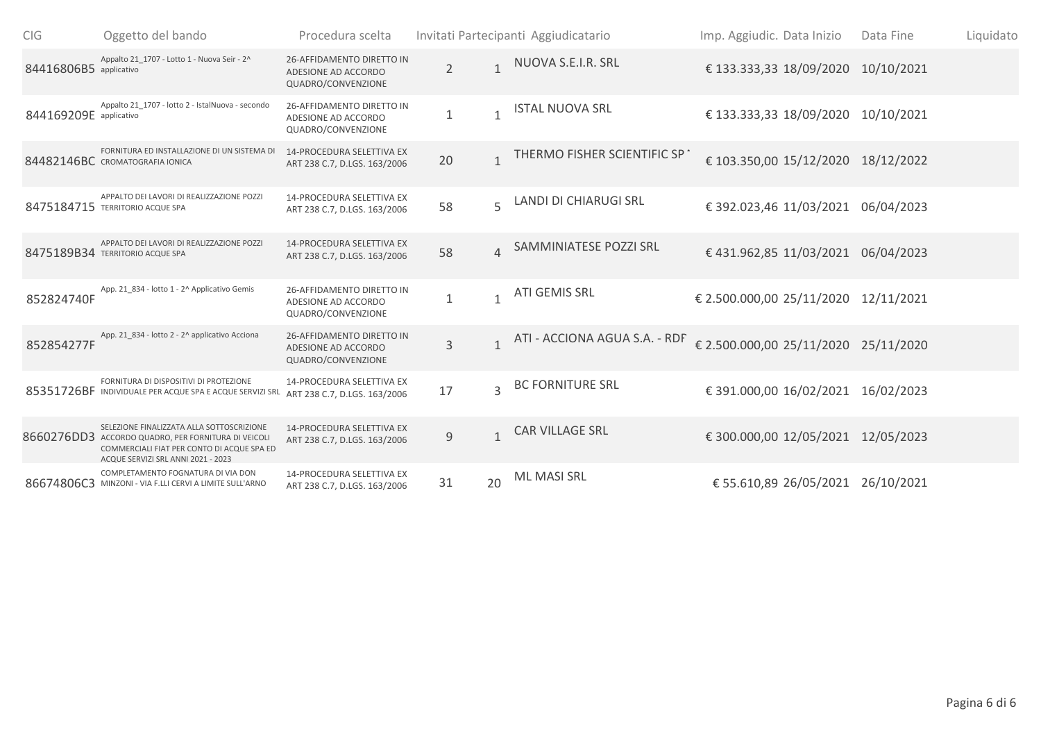| CIG | Oggetto del bando | Procedura scelta | Invitati | Partecipanti | Aggiudicatario | Imp. Aggiudic. | Data Inizio | Data Fine | Liquidato |
|---|---|---|---|---|---|---|---|---|---|
| 84416806B5 | Appalto 21_1707 - Lotto 1 - Nuova Seir - 2^ applicativo | 26-AFFIDAMENTO DIRETTO IN ADESIONE AD ACCORDO QUADRO/CONVENZIONE | 2 | 1 | NUOVA S.E.I.R. SRL | € 133.333,33 | 18/09/2020 | 10/10/2021 | |
| 844169209E | Appalto 21_1707 - lotto 2 - IstalNuova - secondo applicativo | 26-AFFIDAMENTO DIRETTO IN ADESIONE AD ACCORDO QUADRO/CONVENZIONE | 1 | 1 | ISTAL NUOVA SRL | € 133.333,33 | 18/09/2020 | 10/10/2021 | |
| 84482146BC | FORNITURA ED INSTALLAZIONE DI UN SISTEMA DI CROMATOGRAFIA IONICA | 14-PROCEDURA SELETTIVA EX ART 238 C.7, D.LGS. 163/2006 | 20 | 1 | THERMO FISHER SCIENTIFIC SP | € 103.350,00 | 15/12/2020 | 18/12/2022 | |
| 8475184715 | APPALTO DEI LAVORI DI REALIZZAZIONE POZZI TERRITORIO ACQUE SPA | 14-PROCEDURA SELETTIVA EX ART 238 C.7, D.LGS. 163/2006 | 58 | 5 | LANDI DI CHIARUGI SRL | € 392.023,46 | 11/03/2021 | 06/04/2023 | |
| 8475189B34 | APPALTO DEI LAVORI DI REALIZZAZIONE POZZI TERRITORIO ACQUE SPA | 14-PROCEDURA SELETTIVA EX ART 238 C.7, D.LGS. 163/2006 | 58 | 4 | SAMMINIATESE POZZI SRL | € 431.962,85 | 11/03/2021 | 06/04/2023 | |
| 852824740F | App. 21_834 - lotto 1 - 2^ Applicativo Gemis | 26-AFFIDAMENTO DIRETTO IN ADESIONE AD ACCORDO QUADRO/CONVENZIONE | 1 | 1 | ATI GEMIS SRL | € 2.500.000,00 | 25/11/2020 | 12/11/2021 | |
| 852854277F | App. 21_834 - lotto 2 - 2^ applicativo Acciona | 26-AFFIDAMENTO DIRETTO IN ADESIONE AD ACCORDO QUADRO/CONVENZIONE | 3 | 1 | ATI - ACCIONA AGUA S.A. - RDF | € 2.500.000,00 | 25/11/2020 | 25/11/2020 | |
| 85351726BF | FORNITURA DI DISPOSITIVI DI PROTEZIONE INDIVIDUALE PER ACQUE SPA E ACQUE SERVIZI SRL | 14-PROCEDURA SELETTIVA EX ART 238 C.7, D.LGS. 163/2006 | 17 | 3 | BC FORNITURE SRL | € 391.000,00 | 16/02/2021 | 16/02/2023 | |
| 8660276DD3 | SELEZIONE FINALIZZATA ALLA SOTTOSCRIZIONE ACCORDO QUADRO, PER FORNITURA DI VEICOLI COMMERCIALI FIAT PER CONTO DI ACQUE SPA ED ACQUE SERVIZI SRL ANNI 2021 - 2023 | 14-PROCEDURA SELETTIVA EX ART 238 C.7, D.LGS. 163/2006 | 9 | 1 | CAR VILLAGE SRL | € 300.000,00 | 12/05/2021 | 12/05/2023 | |
| 86674806C3 | COMPLETAMENTO FOGNATURA DI VIA DON MINZONI - VIA F.LLI CERVI A LIMITE SULL'ARNO | 14-PROCEDURA SELETTIVA EX ART 238 C.7, D.LGS. 163/2006 | 31 | 20 | ML MASI SRL | € 55.610,89 | 26/05/2021 | 26/10/2021 | |